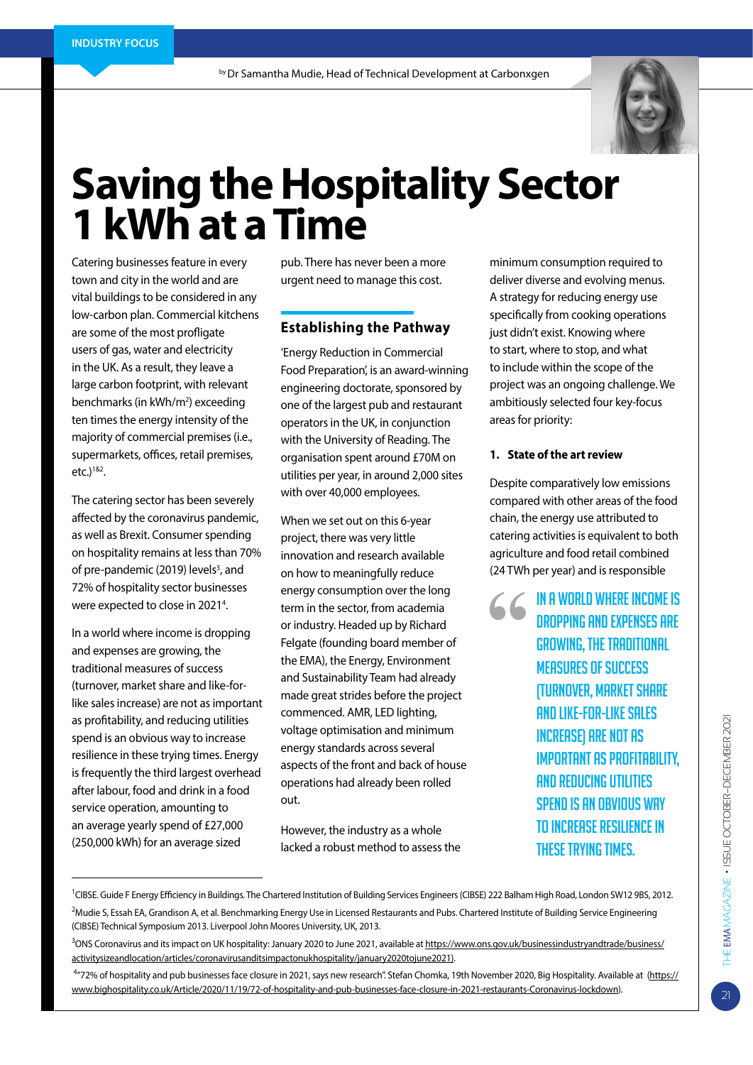INDUSTRY FOCUS

by Dr Samantha Mudie, Head of Technical Development at Carbonxgen

# Saving the Hospitality Sector 1 kWh at a Time

Catering businesses feature in every town and city in the world and are vital buildings to be considered in any low-carbon plan. Commercial kitchens are some of the most profligate users of gas, water and electricity in the UK. As a result, they leave a large carbon footprint, with relevant benchmarks (in kWh/m$^2$) exceeding ten times the energy intensity of the majority of commercial premises (i.e., supermarkets, offices, retail premises, etc.)[1&2].

The catering sector has been severely affected by the coronavirus pandemic, as well as Brexit. Consumer spending on hospitality remains at less than 70% of pre-pandemic (2019) levels[3], and 72% of hospitality sector businesses were expected to close in 2021[4].

In a world where income is dropping and expenses are growing, the traditional measures of success (turnover, market share and like-for-like sales increase) are not as important as profitability, and reducing utilities spend is an obvious way to increase resilience in these trying times. Energy is frequently the third largest overhead after labour, food and drink in a food service operation, amounting to an average yearly spend of £27,000 (250,000 kWh) for an average sized pub. There has never been a more urgent need to manage this cost.

## Establishing the Pathway

'Energy Reduction in Commercial Food Preparation', is an award-winning engineering doctorate, sponsored by one of the largest pub and restaurant operators in the UK, in conjunction with the University of Reading. The organisation spent around £70M on utilities per year, in around 2,000 sites with over 40,000 employees.

When we set out on this 6-year project, there was very little innovation and research available on how to meaningfully reduce energy consumption over the long term in the sector, from academia or industry. Headed up by Richard Felgate (founding board member of the EMA), the Energy, Environment and Sustainability Team had already made great strides before the project commenced. AMR, LED lighting, voltage optimisation and minimum energy standards across several aspects of the front and back of house operations had already been rolled out.

However, the industry as a whole lacked a robust method to assess the minimum consumption required to deliver diverse and evolving menus. A strategy for reducing energy use specifically from cooking operations just didn't exist. Knowing where to start, where to stop, and what to include within the scope of the project was an ongoing challenge. We ambitiously selected four key-focus areas for priority:

### 1. State of the art review

Despite comparatively low emissions compared with other areas of the food chain, the energy use attributed to catering activities is equivalent to both agriculture and food retail combined (24 TWh per year) and is responsible

> "IN A WORLD WHERE INCOME IS DROPPING AND EXPENSES ARE GROWING, THE TRADITIONAL MEASURES OF SUCCESS (TURNOVER, MARKET SHARE AND LIKE-FOR-LIKE SALES INCREASE) ARE NOT AS IMPORTANT AS PROFITABILITY, AND REDUCING UTILITIES SPEND IS AN OBVIOUS WAY TO INCREASE RESILIENCE IN THESE TRYING TIMES.

---

[1] CIBSE. Guide F Energy Efficiency in Buildings. The Chartered Institution of Building Services Engineers (CIBSE) 222 Balham High Road, London SW12 9BS, 2012.

[2] Mudie S, Essah EA, Grandison A, et al. Benchmarking Energy Use in Licensed Restaurants and Pubs. Chartered Institute of Building Service Engineering (CIBSE) Technical Symposium 2013. Liverpool John Moores University, UK, 2013.

[3] ONS Coronavirus and its impact on UK hospitality: January 2020 to June 2021, available at https://www.ons.gov.uk/businessindustryandtrade/business/activitysizeandlocation/articles/coronavirusanditsimpactonukhospitality/january2020tojune2021).

[4] "72% of hospitality and pub businesses face closure in 2021, says new research". Stefan Chomka, 19th November 2020, Big Hospitality. Available at (https://www.bighospitality.co.uk/Article/2020/11/19/72-of-hospitality-and-pub-businesses-face-closure-in-2021-restaurants-Coronavirus-lockdown).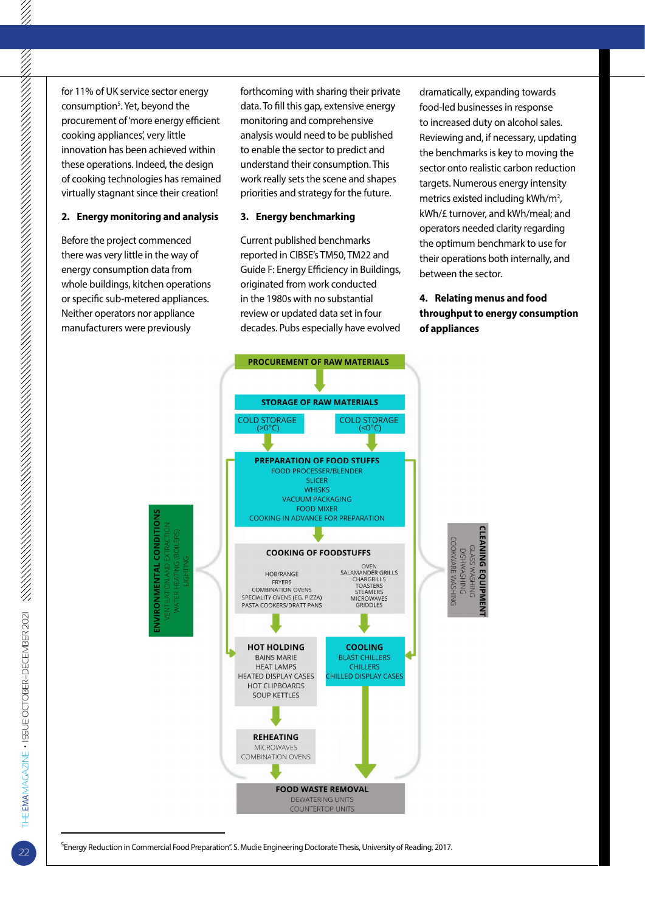for 11% of UK service sector energy consumption[5]. Yet, beyond the procurement of 'more energy efficient cooking appliances', very little innovation has been achieved within these operations. Indeed, the design of cooking technologies has remained virtually stagnant since their creation!

## 2. Energy monitoring and analysis

Before the project commenced there was very little in the way of energy consumption data from whole buildings, kitchen operations or specific sub-metered appliances. Neither operators nor appliance manufacturers were previously forthcoming with sharing their private data. To fill this gap, extensive energy monitoring and comprehensive analysis would need to be published to enable the sector to predict and understand their consumption. This work really sets the scene and shapes priorities and strategy for the future.

## 3. Energy benchmarking

Current published benchmarks reported in CIBSE's TM50, TM22 and Guide F: Energy Efficiency in Buildings, originated from work conducted in the 1980s with no substantial review or updated data set in four decades. Pubs especially have evolved dramatically, expanding towards food-led businesses in response to increased duty on alcohol sales. Reviewing and, if necessary, updating the benchmarks is key to moving the sector onto realistic carbon reduction targets. Numerous energy intensity metrics existed including kWh/m$^2$, kWh/£ turnover, and kWh/meal; and operators needed clarity regarding the optimum benchmark to use for their operations both internally, and between the sector.

## 4. Relating menus and food throughput to energy consumption of appliances

PROCUREMENT OF RAW MATERIALS

STORAGE OF RAW MATERIALS
- COLD STORAGE (>0°C)
- COLD STORAGE (<0°C)

PREPARATION OF FOOD STUFFS
- FOOD PROCESSER/BLENDER
- SLICER
- WHISKS
- VACUUM PACKAGING
- FOOD MIXER
- COOKING IN ADVANCE FOR PREPARATION

COOKING OF FOODSTUFFS
- HOB/RANGE
- FRYERS
- COMBINATION OVENS
- SPECIALITY OVENS (EG. PIZZA)
- PASTA COOKERS/DRATT PANS
- OVEN
- SALAMANDER GRILLS
- CHARGRILLS
- TOASTERS
- STEAMERS
- MICROWAVES
- GRIDDLES

HOT HOLDING
- BAINS MARIE
- HEAT LAMPS
- HEATED DISPLAY CASES
- HOT CLIPBOARDS
- SOUP KETTLES

COOLING
- BLAST CHILLERS
- CHILLERS
- CHILLED DISPLAY CASES

REHEATING
- MICROWAVES
- COMBINATION OVENS

FOOD WASTE REMOVAL
- DEWATERING UNITS
- COUNTERTOP UNITS

ENVIRONMENTAL CONDITIONS
- VENTILATION AND EXTRACTION
- WATER HEATING (BOILERS)
- LIGHTING

CLEANING EQUIPMENT
- GLASS WASHING
- DISHWASHING
- COOKWARE WASHING

[5] Energy Reduction in Commercial Food Preparation". S. Mudie Engineering Doctorate Thesis, University of Reading, 2017.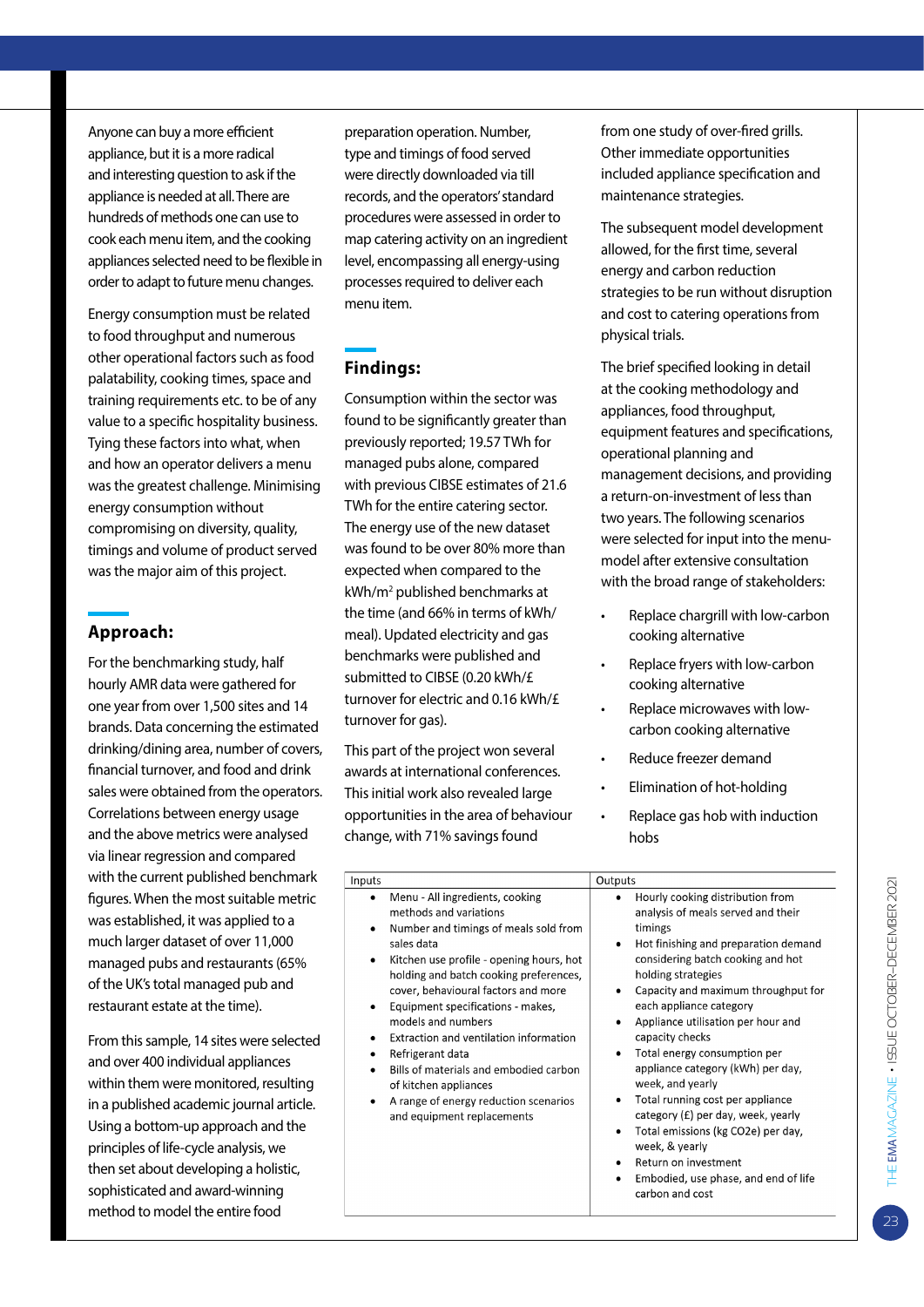Anyone can buy a more efficient appliance, but it is a more radical and interesting question to ask if the appliance is needed at all. There are hundreds of methods one can use to cook each menu item, and the cooking appliances selected need to be flexible in order to adapt to future menu changes.

Energy consumption must be related to food throughput and numerous other operational factors such as food palatability, cooking times, space and training requirements etc. to be of any value to a specific hospitality business. Tying these factors into what, when and how an operator delivers a menu was the greatest challenge. Minimising energy consumption without compromising on diversity, quality, timings and volume of product served was the major aim of this project.

## Approach:

For the benchmarking study, half hourly AMR data were gathered for one year from over 1,500 sites and 14 brands. Data concerning the estimated drinking/dining area, number of covers, financial turnover, and food and drink sales were obtained from the operators. Correlations between energy usage and the above metrics were analysed via linear regression and compared with the current published benchmark figures. When the most suitable metric was established, it was applied to a much larger dataset of over 11,000 managed pubs and restaurants (65% of the UK's total managed pub and restaurant estate at the time).

From this sample, 14 sites were selected and over 400 individual appliances within them were monitored, resulting in a published academic journal article. Using a bottom-up approach and the principles of life-cycle analysis, we then set about developing a holistic, sophisticated and award-winning method to model the entire food preparation operation. Number, type and timings of food served were directly downloaded via till records, and the operators' standard procedures were assessed in order to map catering activity on an ingredient level, encompassing all energy-using processes required to deliver each menu item.

## Findings:

Consumption within the sector was found to be significantly greater than previously reported; 19.57 TWh for managed pubs alone, compared with previous CIBSE estimates of 21.6 TWh for the entire catering sector. The energy use of the new dataset was found to be over 80% more than expected when compared to the kWh/m$^2$ published benchmarks at the time (and 66% in terms of kWh/meal). Updated electricity and gas benchmarks were published and submitted to CIBSE (0.20 kWh/£ turnover for electric and 0.16 kWh/£ turnover for gas).

This part of the project won several awards at international conferences. This initial work also revealed large opportunities in the area of behaviour change, with 71% savings found from one study of over-fired grills. Other immediate opportunities included appliance specification and maintenance strategies.

The subsequent model development allowed, for the first time, several energy and carbon reduction strategies to be run without disruption and cost to catering operations from physical trials.

The brief specified looking in detail at the cooking methodology and appliances, food throughput, equipment features and specifications, operational planning and management decisions, and providing a return-on-investment of less than two years. The following scenarios were selected for input into the menu-model after extensive consultation with the broad range of stakeholders:

- Replace chargrill with low-carbon cooking alternative
- Replace fryers with low-carbon cooking alternative
- Replace microwaves with low-carbon cooking alternative
- Reduce freezer demand
- Elimination of hot-holding
- Replace gas hob with induction hobs

| Inputs | Outputs |
|---|---|
| • Menu - All ingredients, cooking methods and variations<br>• Number and timings of meals sold from sales data<br>• Kitchen use profile - opening hours, hot holding and batch cooking preferences, cover, behavioural factors and more<br>• Equipment specifications - makes, models and numbers<br>• Extraction and ventilation information<br>• Refrigerant data<br>• Bills of materials and embodied carbon of kitchen appliances<br>• A range of energy reduction scenarios and equipment replacements | • Hourly cooking distribution from analysis of meals served and their timings<br>• Hot finishing and preparation demand considering batch cooking and hot holding strategies<br>• Capacity and maximum throughput for each appliance category<br>• Appliance utilisation per hour and capacity checks<br>• Total energy consumption per appliance category (kWh) per day, week, and yearly<br>• Total running cost per appliance category (£) per day, week, yearly<br>• Total emissions (kg $CO_2$e) per day, week, & yearly<br>• Return on investment<br>• Embodied, use phase, and end of life carbon and cost |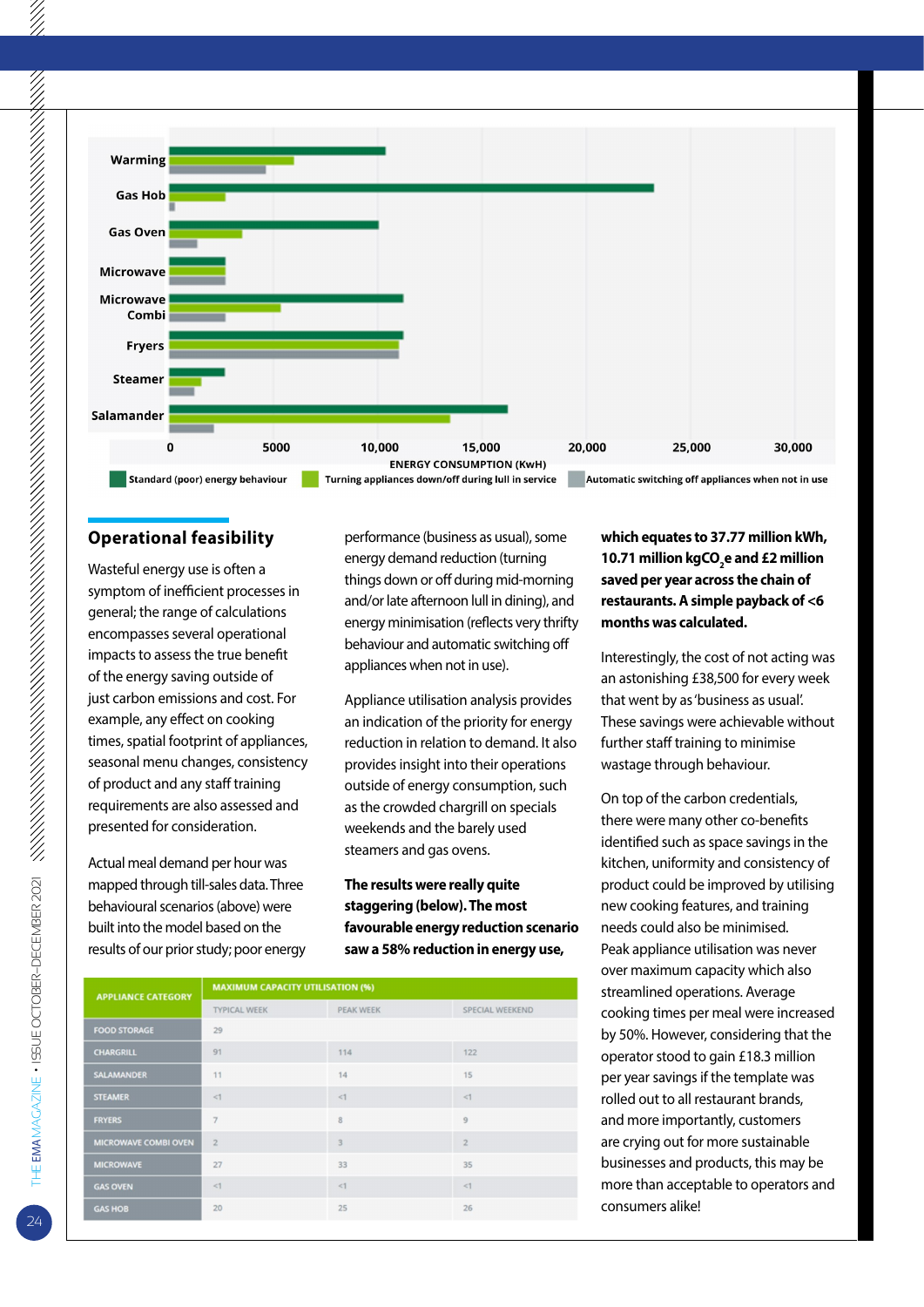Warming
Gas Hob
Gas Oven
Microwave
Microwave Combi
Fryers
Steamer
Salamander

0 5000 10,000 15,000 20,000 25,000 30,000

ENERGY CONSUMPTION (KwH)

Standard (poor) energy behaviour | Turning appliances down/off during lull in service | Automatic switching off appliances when not in use

## Operational feasibility

Wasteful energy use is often a symptom of inefficient processes in general; the range of calculations encompasses several operational impacts to assess the true benefit of the energy saving outside of just carbon emissions and cost. For example, any effect on cooking times, spatial footprint of appliances, seasonal menu changes, consistency of product and any staff training requirements are also assessed and presented for consideration.

Actual meal demand per hour was mapped through till-sales data. Three behavioural scenarios (above) were built into the model based on the results of our prior study; poor energy performance (business as usual), some energy demand reduction (turning things down or off during mid-morning and/or late afternoon lull in dining), and energy minimisation (reflects very thrifty behaviour and automatic switching off appliances when not in use).

Appliance utilisation analysis provides an indication of the priority for energy reduction in relation to demand. It also provides insight into their operations outside of energy consumption, such as the crowded chargrill on specials weekends and the barely used steamers and gas ovens.

**The results were really quite staggering (below). The most favourable energy reduction scenario saw a 58% reduction in energy use, which equates to 37.77 million kWh, 10.71 million kg$CO_2$e and £2 million saved per year across the chain of restaurants. A simple payback of <6 months was calculated.**

Interestingly, the cost of not acting was an astonishing £38,500 for every week that went by as 'business as usual'. These savings were achievable without further staff training to minimise wastage through behaviour.

On top of the carbon credentials, there were many other co-benefits identified such as space savings in the kitchen, uniformity and consistency of product could be improved by utilising new cooking features, and training needs could also be minimised. Peak appliance utilisation was never over maximum capacity which also streamlined operations. Average cooking times per meal were increased by 50%. However, considering that the operator stood to gain £18.3 million per year savings if the template was rolled out to all restaurant brands, and more importantly, customers are crying out for more sustainable businesses and products, this may be more than acceptable to operators and consumers alike!

| APPLIANCE CATEGORY | MAXIMUM CAPACITY UTILISATION (%) | | |
|---|---|---|---|
| | TYPICAL WEEK | PEAK WEEK | SPECIAL WEEKEND |
| FOOD STORAGE | 29 | | |
| CHARGRILL | 91 | 114 | 122 |
| SALAMANDER | 11 | 14 | 15 |
| STEAMER | <1 | <1 | <1 |
| FRYERS | 7 | 8 | 9 |
| MICROWAVE COMBI OVEN | 2 | 3 | 2 |
| MICROWAVE | 27 | 33 | 35 |
| GAS OVEN | <1 | <1 | <1 |
| GAS HOB | 20 | 25 | 26 |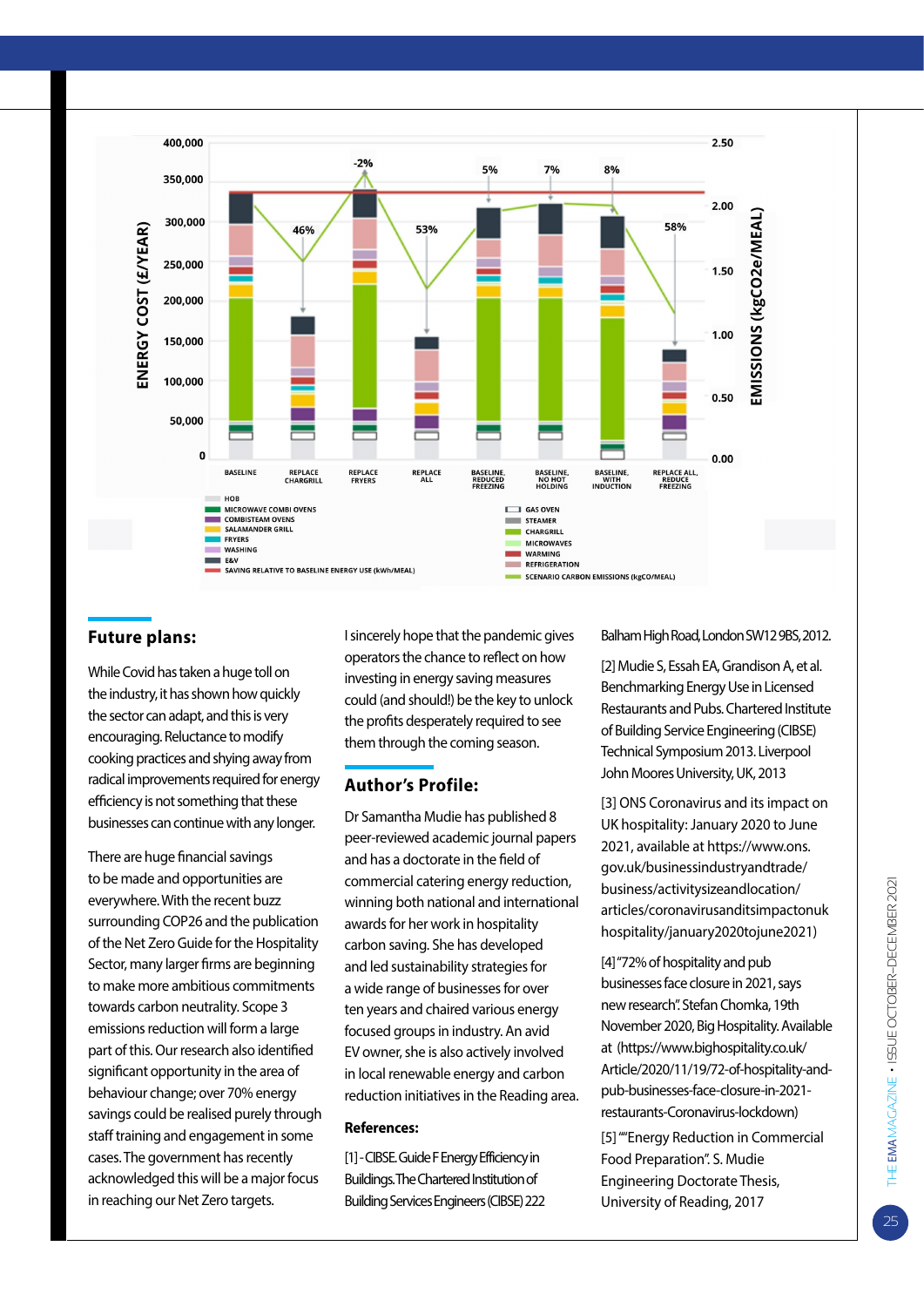ENERGY COST (£/YEAR)

400,000
350,000
300,000
250,000
200,000
150,000
100,000
50,000
0

EMISSIONS (kgCO2e/MEAL)

2.50
2.00
1.50
1.00
0.50
0.00

-2%
46%
53%
5%
7%
8%
58%

BASELINE
REPLACE CHARGRILL
REPLACE FRYERS
REPLACE ALL
BASELINE, REDUCED FREEZING
BASELINE, NO HOT HOLDING
BASELINE, WITH INDUCTION
REPLACE ALL, REDUCE FREEZING

HOB
MICROWAVE COMBI OVENS
COMBISTEAM OVENS
SALAMANDER GRILL
FRYERS
WASHING
E&V
SAVING RELATIVE TO BASELINE ENERGY USE (kWh/MEAL)
GAS OVEN
STEAMER
CHARGRILL
MICROWAVES
WARMING
REFRIGERATION
SCENARIO CARBON EMISSIONS (kgCO/MEAL)

## Future plans:

While Covid has taken a huge toll on the industry, it has shown how quickly the sector can adapt, and this is very encouraging. Reluctance to modify cooking practices and shying away from radical improvements required for energy efficiency is not something that these businesses can continue with any longer.

There are huge financial savings to be made and opportunities are everywhere. With the recent buzz surrounding COP26 and the publication of the Net Zero Guide for the Hospitality Sector, many larger firms are beginning to make more ambitious commitments towards carbon neutrality. Scope 3 emissions reduction will form a large part of this. Our research also identified significant opportunity in the area of behaviour change; over 70% energy savings could be realised purely through staff training and engagement in some cases. The government has recently acknowledged this will be a major focus in reaching our Net Zero targets.

I sincerely hope that the pandemic gives operators the chance to reflect on how investing in energy saving measures could (and should!) be the key to unlock the profits desperately required to see them through the coming season.

## Author's Profile:

Dr Samantha Mudie has published 8 peer-reviewed academic journal papers and has a doctorate in the field of commercial catering energy reduction, winning both national and international awards for her work in hospitality carbon saving. She has developed and led sustainability strategies for a wide range of businesses for over ten years and chaired various energy focused groups in industry. An avid EV owner, she is also actively involved in local renewable energy and carbon reduction initiatives in the Reading area.

### References:

[1] - CIBSE. Guide F Energy Efficiency in Buildings. The Chartered Institution of Building Services Engineers (CIBSE) 222 Balham High Road, London SW12 9BS, 2012.

[2] Mudie S, Essah EA, Grandison A, et al. Benchmarking Energy Use in Licensed Restaurants and Pubs. Chartered Institute of Building Service Engineering (CIBSE) Technical Symposium 2013. Liverpool John Moores University, UK, 2013

[3] ONS Coronavirus and its impact on UK hospitality: January 2020 to June 2021, available at https://www.ons.gov.uk/businessindustryandtrade/business/activitysizeandlocation/articles/coronavirusanditsimpactonukhospitality/january2020tojune2021)

[4] "72% of hospitality and pub businesses face closure in 2021, says new research". Stefan Chomka, 19th November 2020, Big Hospitality. Available at (https://www.bighospitality.co.uk/Article/2020/11/19/72-of-hospitality-and-pub-businesses-face-closure-in-2021-restaurants-Coronavirus-lockdown)

[5] ""Energy Reduction in Commercial Food Preparation". S. Mudie Engineering Doctorate Thesis, University of Reading, 2017